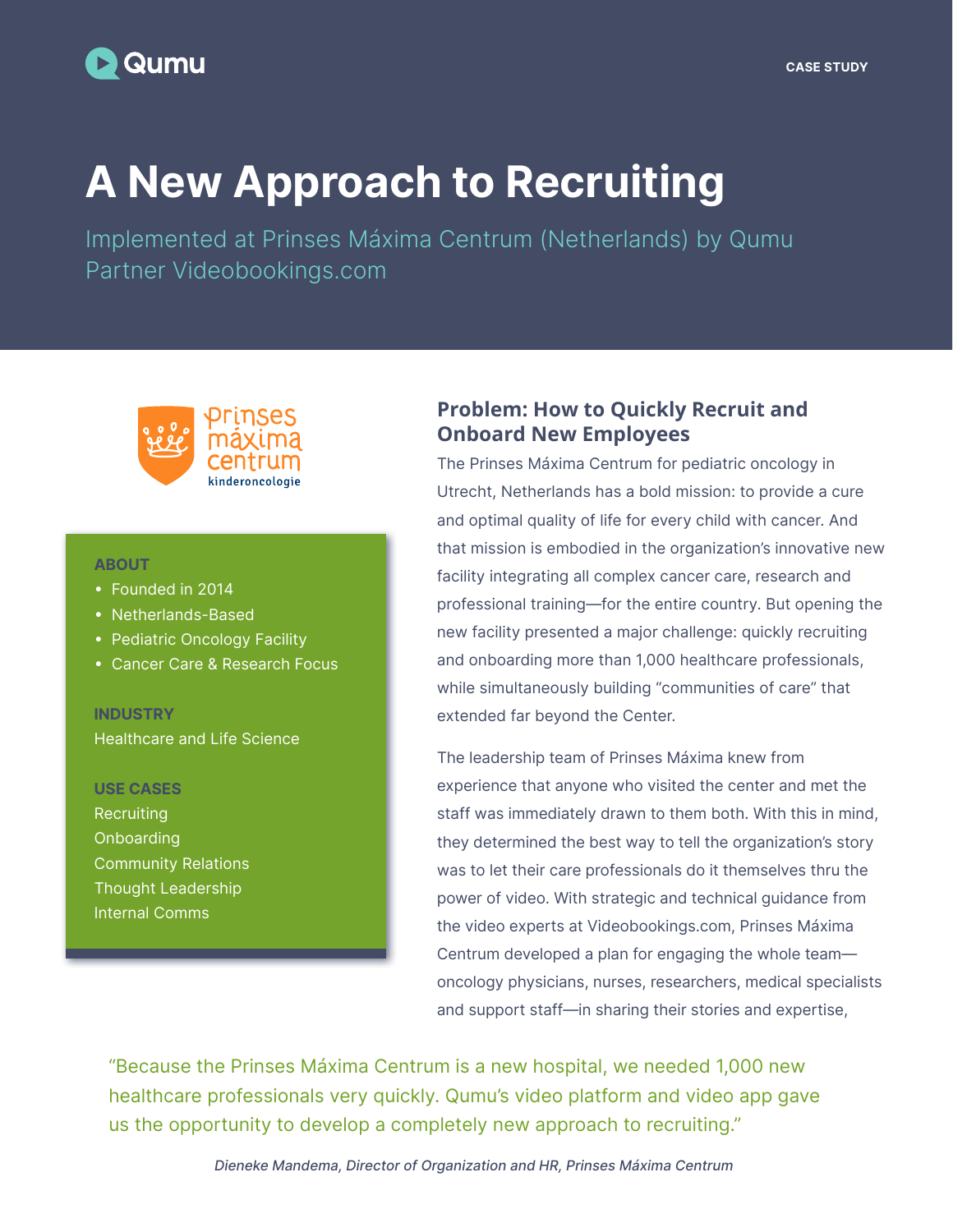Qumu

CASE STUDY

# A New Approach to Recruiting

Implemented at Prinses Máxima Centrum (Netherlands) by Qumu Partner Videobookings.com

prinses máxima centrum kinderoncologie

**ABOUT**

- Founded in 2014
- Netherlands-Based
- Pediatric Oncology Facility
- Cancer Care & Research Focus

**INDUSTRY**

Healthcare and Life Science

**USE CASES**

Recruiting
Onboarding
Community Relations
Thought Leadership
Internal Comms

## Problem: How to Quickly Recruit and Onboard New Employees

The Prinses Máxima Centrum for pediatric oncology in Utrecht, Netherlands has a bold mission: to provide a cure and optimal quality of life for every child with cancer. And that mission is embodied in the organization's innovative new facility integrating all complex cancer care, research and professional training—for the entire country. But opening the new facility presented a major challenge: quickly recruiting and onboarding more than 1,000 healthcare professionals, while simultaneously building "communities of care" that extended far beyond the Center.

The leadership team of Prinses Máxima knew from experience that anyone who visited the center and met the staff was immediately drawn to them both. With this in mind, they determined the best way to tell the organization's story was to let their care professionals do it themselves thru the power of video. With strategic and technical guidance from the video experts at Videobookings.com, Prinses Máxima Centrum developed a plan for engaging the whole team—oncology physicians, nurses, researchers, medical specialists and support staff—in sharing their stories and expertise,

"Because the Prinses Máxima Centrum is a new hospital, we needed 1,000 new healthcare professionals very quickly. Qumu's video platform and video app gave us the opportunity to develop a completely new approach to recruiting."

*Dieneke Mandema, Director of Organization and HR, Prinses Máxima Centrum*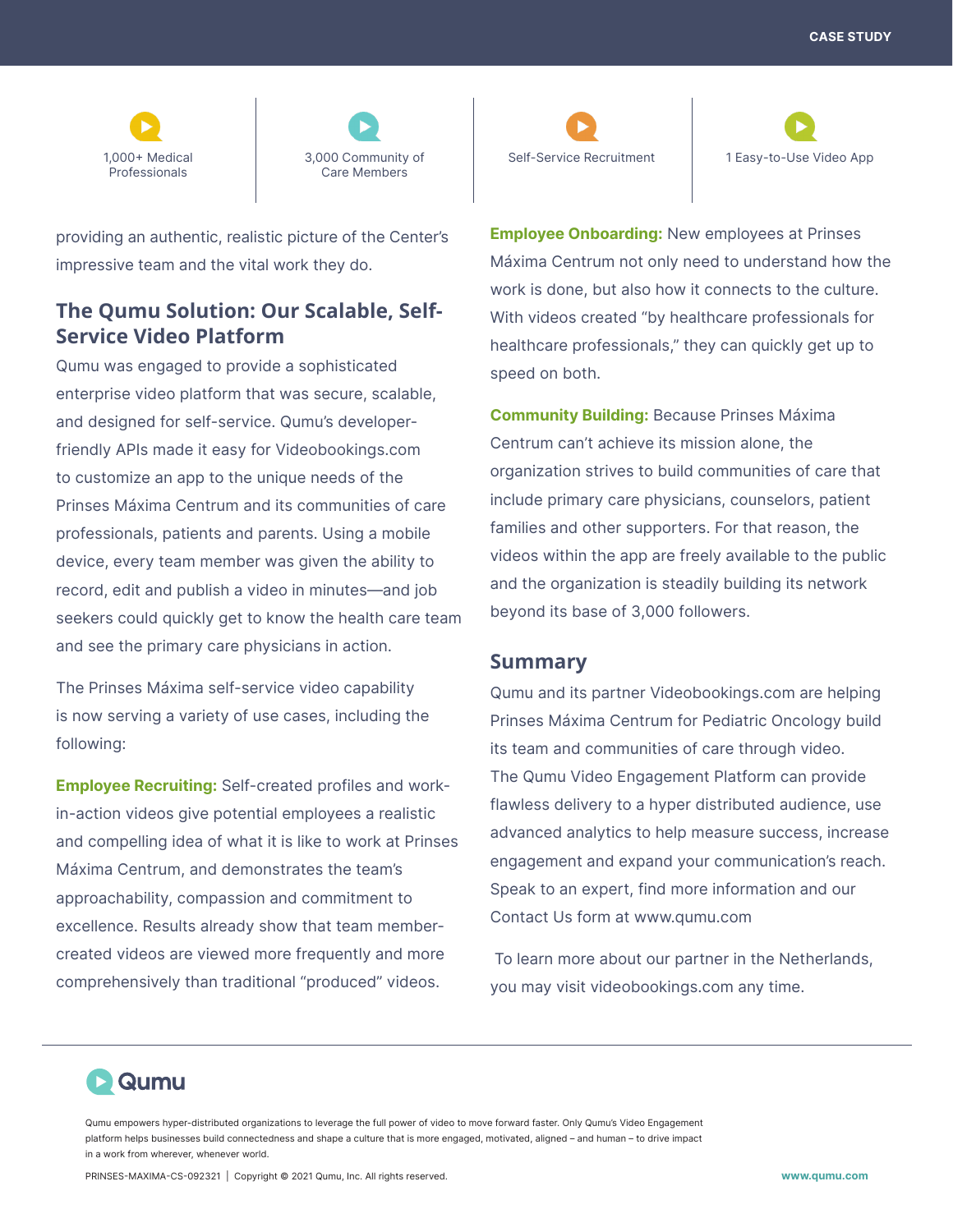1,000+ Medical Professionals

3,000 Community of Care Members

Self-Service Recruitment

1 Easy-to-Use Video App

providing an authentic, realistic picture of the Center's impressive team and the vital work they do.

## The Qumu Solution: Our Scalable, Self-Service Video Platform

Qumu was engaged to provide a sophisticated enterprise video platform that was secure, scalable, and designed for self-service. Qumu's developer-friendly APIs made it easy for Videobookings.com to customize an app to the unique needs of the Prinses Máxima Centrum and its communities of care professionals, patients and parents. Using a mobile device, every team member was given the ability to record, edit and publish a video in minutes—and job seekers could quickly get to know the health care team and see the primary care physicians in action.

The Prinses Máxima self-service video capability is now serving a variety of use cases, including the following:

**Employee Recruiting:** Self-created profiles and work-in-action videos give potential employees a realistic and compelling idea of what it is like to work at Prinses Máxima Centrum, and demonstrates the team's approachability, compassion and commitment to excellence. Results already show that team member-created videos are viewed more frequently and more comprehensively than traditional "produced" videos.

**Employee Onboarding:** New employees at Prinses Máxima Centrum not only need to understand how the work is done, but also how it connects to the culture. With videos created "by healthcare professionals for healthcare professionals," they can quickly get up to speed on both.

**Community Building:** Because Prinses Máxima Centrum can't achieve its mission alone, the organization strives to build communities of care that include primary care physicians, counselors, patient families and other supporters. For that reason, the videos within the app are freely available to the public and the organization is steadily building its network beyond its base of 3,000 followers.

## Summary

Qumu and its partner Videobookings.com are helping Prinses Máxima Centrum for Pediatric Oncology build its team and communities of care through video. The Qumu Video Engagement Platform can provide flawless delivery to a hyper distributed audience, use advanced analytics to help measure success, increase engagement and expand your communication's reach. Speak to an expert, find more information and our Contact Us form at www.qumu.com

To learn more about our partner in the Netherlands, you may visit videobookings.com any time.

Qumu

Qumu empowers hyper-distributed organizations to leverage the full power of video to move forward faster. Only Qumu's Video Engagement platform helps businesses build connectedness and shape a culture that is more engaged, motivated, aligned – and human – to drive impact in a work from wherever, whenever world.

PRINSES-MAXIMA-CS-092321 | Copyright © 2021 Qumu, Inc. All rights reserved.

www.qumu.com